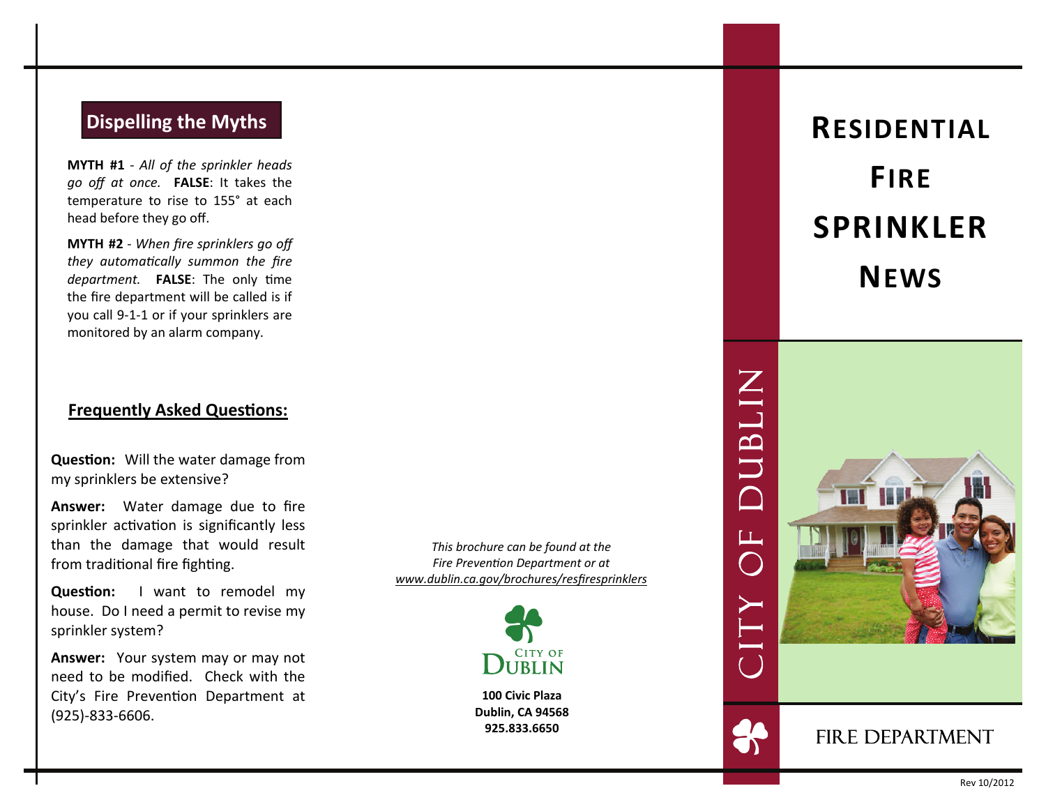## Dispelling the Myths

**MYTH #1** - *All of the sprinkler heads go off at once.* **FALSE**: It takes the temperature to rise to 155° at each head before they go off.

**MYTH #2** - *When fire sprinklers go off they automatically summon the fire department.* **FALSE**: The only time the fire department will be called is if you call 9-1-1 or if your sprinklers are monitored by an alarm company.

## Frequently Asked Questions:

**Question:** Will the water damage from my sprinklers be extensive?

**Answer:** Water damage due to fire sprinkler activation is significantly less than the damage that would result from traditional fire fighting.

**Question:** I want to remodel my house. Do I need a permit to revise my sprinkler system?

**Answer:** Your system may or may not need to be modified. Check with the City's Fire Prevention Department at (925)-833-6606.

*This brochure can be found at the Fire Prevention Department or at [www.dublin.ca.gov/brochures/resfiresprinklers](www.dublin.ca.gov/brochures/resfiresprinklers)*

CITY OF DUBLIN

**100 Civic Plaza**
**Dublin, CA 94568**
**925.833.6650**

# Residential Fire Sprinkler News

CITY OF DUBLIN

FIRE DEPARTMENT

Rev 10/2012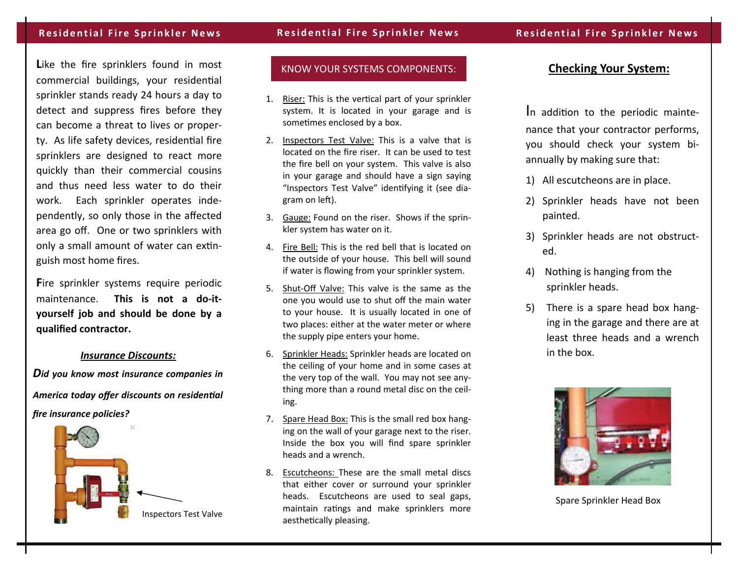Like the fire sprinklers found in most commercial buildings, your residential sprinkler stands ready 24 hours a day to detect and suppress fires before they can become a threat to lives or property. As life safety devices, residential fire sprinklers are designed to react more quickly than their commercial cousins and thus need less water to do their work. Each sprinkler operates independently, so only those in the affected area go off. One or two sprinklers with only a small amount of water can extinguish most home fires.

Fire sprinkler systems require periodic maintenance. **This is not a do-it-yourself job and should be done by a qualified contractor.**

***Insurance Discounts:***

***Did you know most insurance companies in America today offer discounts on residential fire insurance policies?***

Inspectors Test Valve

## KNOW YOUR SYSTEMS COMPONENTS:

1. Riser: This is the vertical part of your sprinkler system. It is located in your garage and is sometimes enclosed by a box.
2. Inspectors Test Valve: This is a valve that is located on the fire riser. It can be used to test the fire bell on your system. This valve is also in your garage and should have a sign saying "Inspectors Test Valve" identifying it (see diagram on left).
3. Gauge: Found on the riser. Shows if the sprinkler system has water on it.
4. Fire Bell: This is the red bell that is located on the outside of your house. This bell will sound if water is flowing from your sprinkler system.
5. Shut-Off Valve: This valve is the same as the one you would use to shut off the main water to your house. It is usually located in one of two places: either at the water meter or where the supply pipe enters your home.
6. Sprinkler Heads: Sprinkler heads are located on the ceiling of your home and in some cases at the very top of the wall. You may not see anything more than a round metal disc on the ceiling.
7. Spare Head Box: This is the small red box hanging on the wall of your garage next to the riser. Inside the box you will find spare sprinkler heads and a wrench.
8. Escutcheons: These are the small metal discs that either cover or surround your sprinkler heads. Escutcheons are used to seal gaps, maintain ratings and make sprinklers more aesthetically pleasing.

## Checking Your System:

In addition to the periodic maintenance that your contractor performs, you should check your system bi-annually by making sure that:

1) All escutcheons are in place.
2) Sprinkler heads have not been painted.
3) Sprinkler heads are not obstructed.
4) Nothing is hanging from the sprinkler heads.
5) There is a spare head box hanging in the garage and there are at least three heads and a wrench in the box.

Spare Sprinkler Head Box